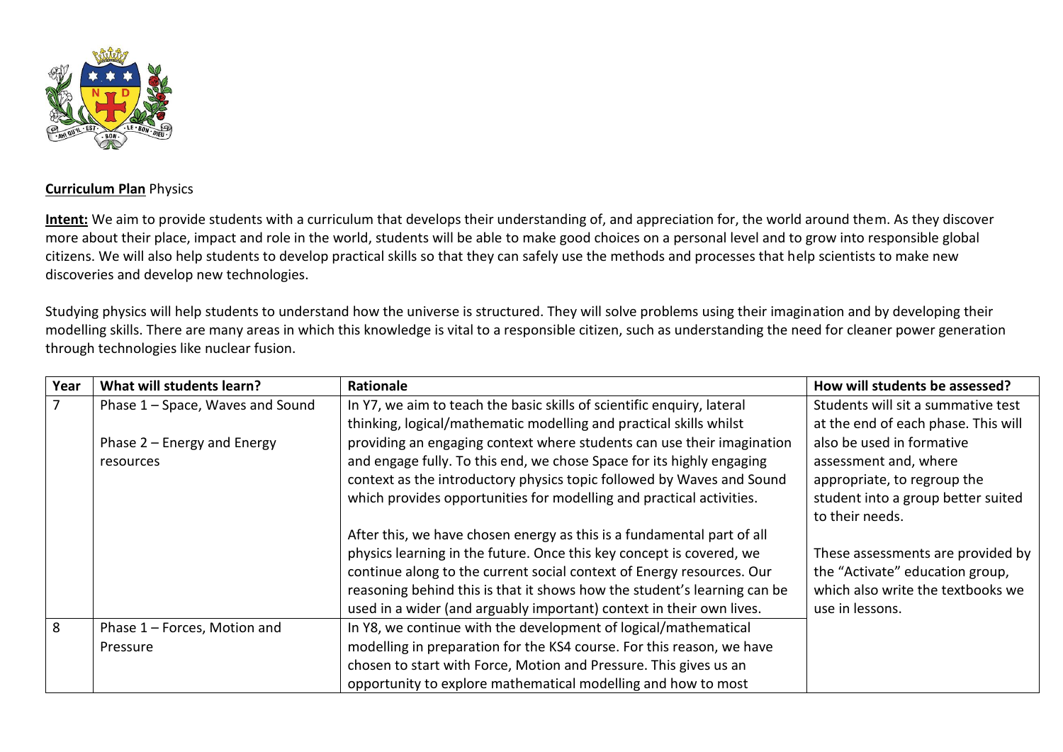**Curriculum Plan** Physics

**Intent:** We aim to provide students with a curriculum that develops their understanding of, and appreciation for, the world around them. As they discover more about their place, impact and role in the world, students will be able to make good choices on a personal level and to grow into responsible global citizens. We will also help students to develop practical skills so that they can safely use the methods and processes that help scientists to make new discoveries and develop new technologies.

Studying physics will help students to understand how the universe is structured. They will solve problems using their imagination and by developing their modelling skills. There are many areas in which this knowledge is vital to a responsible citizen, such as understanding the need for cleaner power generation through technologies like nuclear fusion.

| Year | What will students learn? | Rationale | How will students be assessed? |
|---|---|---|---|
| 7 | Phase 1 – Space, Waves and Sound<br><br>Phase 2 – Energy and Energy resources | In Y7, we aim to teach the basic skills of scientific enquiry, lateral thinking, logical/mathematic modelling and practical skills whilst providing an engaging context where students can use their imagination and engage fully. To this end, we chose Space for its highly engaging context as the introductory physics topic followed by Waves and Sound which provides opportunities for modelling and practical activities.<br><br>After this, we have chosen energy as this is a fundamental part of all physics learning in the future. Once this key concept is covered, we continue along to the current social context of Energy resources. Our reasoning behind this is that it shows how the student's learning can be used in a wider (and arguably important) context in their own lives. | Students will sit a summative test at the end of each phase. This will also be used in formative assessment and, where appropriate, to regroup the student into a group better suited to their needs.<br><br>These assessments are provided by the "Activate" education group, which also write the textbooks we use in lessons. |
| 8 | Phase 1 – Forces, Motion and Pressure | In Y8, we continue with the development of logical/mathematical modelling in preparation for the KS4 course. For this reason, we have chosen to start with Force, Motion and Pressure. This gives us an opportunity to explore mathematical modelling and how to most | |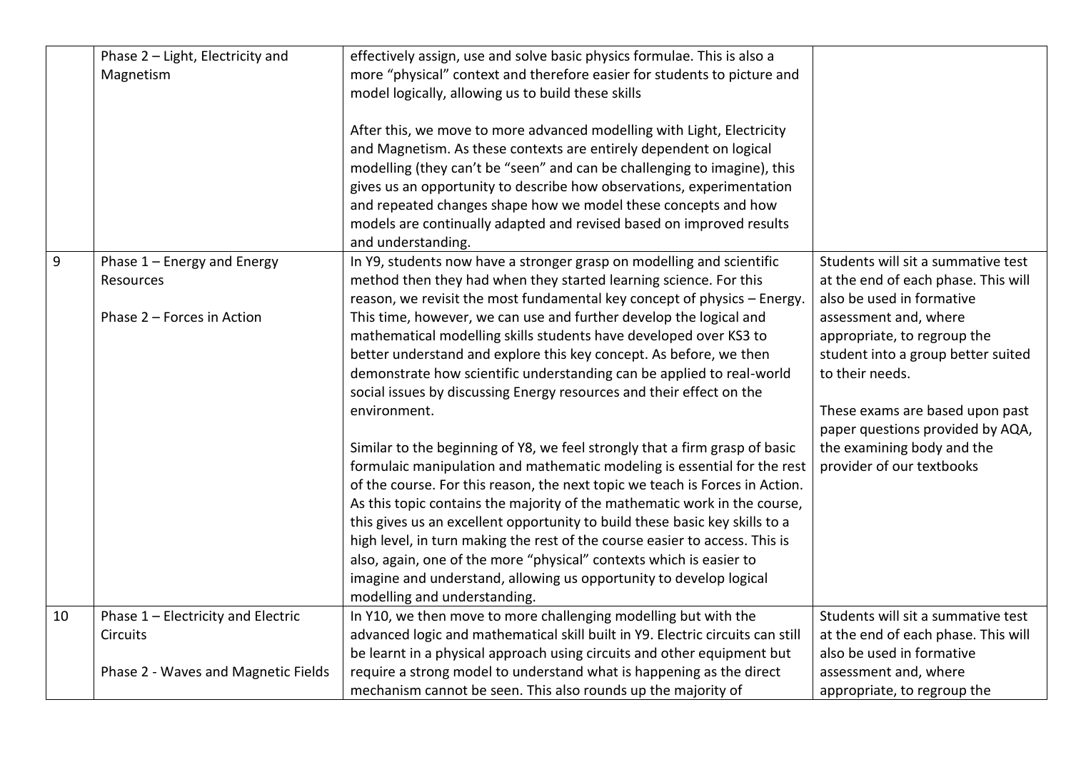| | | | |
|---|---|---|---|
| | Phase 2 – Light, Electricity and Magnetism | effectively assign, use and solve basic physics formulae. This is also a more "physical" context and therefore easier for students to picture and model logically, allowing us to build these skills<br><br>After this, we move to more advanced modelling with Light, Electricity and Magnetism. As these contexts are entirely dependent on logical modelling (they can't be "seen" and can be challenging to imagine), this gives us an opportunity to describe how observations, experimentation and repeated changes shape how we model these concepts and how models are continually adapted and revised based on improved results and understanding. | |
| 9 | Phase 1 – Energy and Energy Resources<br><br>Phase 2 – Forces in Action | In Y9, students now have a stronger grasp on modelling and scientific method then they had when they started learning science. For this reason, we revisit the most fundamental key concept of physics – Energy. This time, however, we can use and further develop the logical and mathematical modelling skills students have developed over KS3 to better understand and explore this key concept. As before, we then demonstrate how scientific understanding can be applied to real-world social issues by discussing Energy resources and their effect on the environment.<br><br>Similar to the beginning of Y8, we feel strongly that a firm grasp of basic formulaic manipulation and mathematic modeling is essential for the rest of the course. For this reason, the next topic we teach is Forces in Action. As this topic contains the majority of the mathematic work in the course, this gives us an excellent opportunity to build these basic key skills to a high level, in turn making the rest of the course easier to access. This is also, again, one of the more "physical" contexts which is easier to imagine and understand, allowing us opportunity to develop logical modelling and understanding. | Students will sit a summative test at the end of each phase. This will also be used in formative assessment and, where appropriate, to regroup the student into a group better suited to their needs.<br><br>These exams are based upon past paper questions provided by AQA, the examining body and the provider of our textbooks |
| 10 | Phase 1 – Electricity and Electric Circuits<br><br>Phase 2 - Waves and Magnetic Fields | In Y10, we then move to more challenging modelling but with the advanced logic and mathematical skill built in Y9. Electric circuits can still be learnt in a physical approach using circuits and other equipment but require a strong model to understand what is happening as the direct mechanism cannot be seen. This also rounds up the majority of | Students will sit a summative test at the end of each phase. This will also be used in formative assessment and, where appropriate, to regroup the |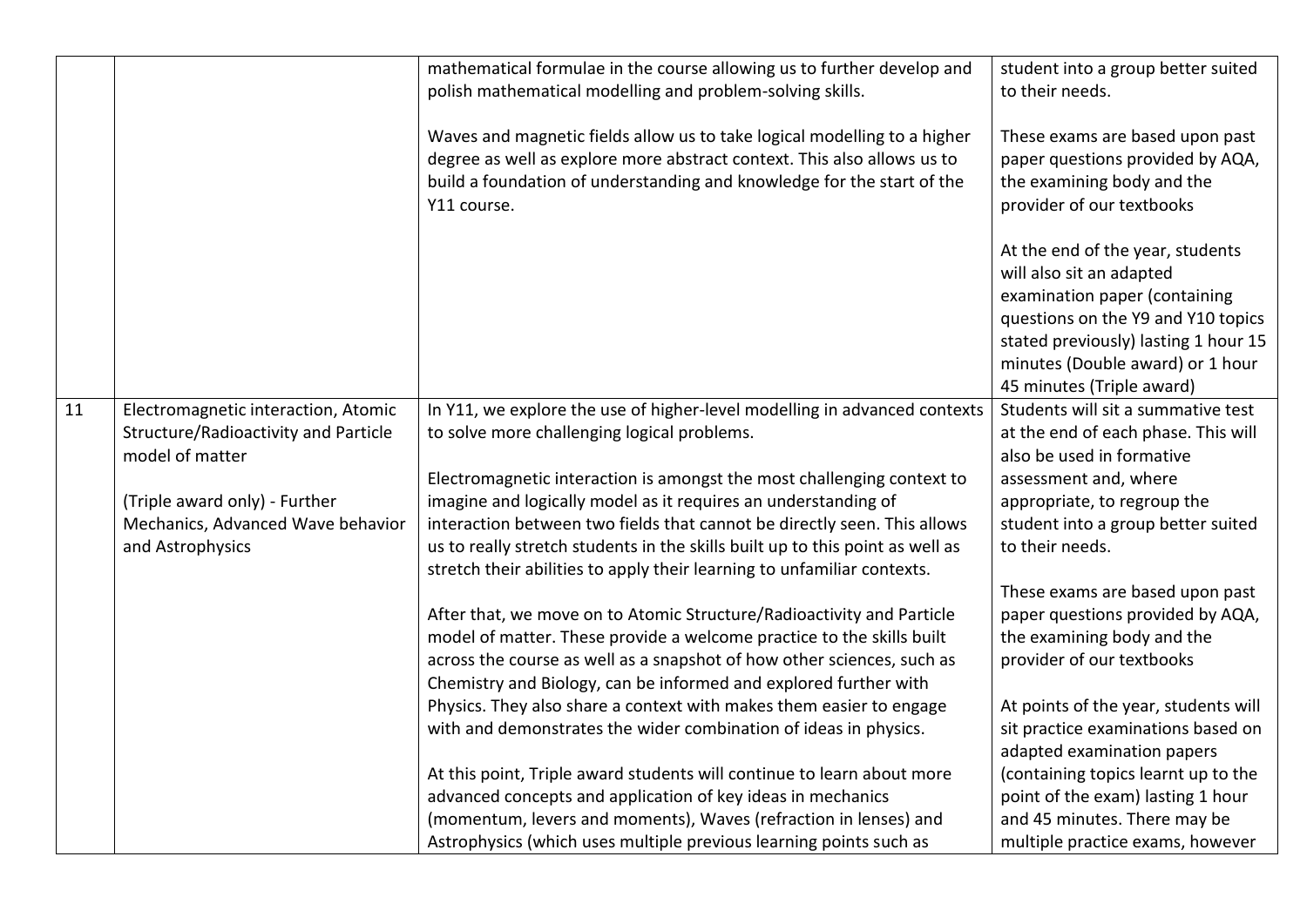| | | | |
|---|---|---|---|
| | | mathematical formulae in the course allowing us to further develop and polish mathematical modelling and problem-solving skills.<br><br>Waves and magnetic fields allow us to take logical modelling to a higher degree as well as explore more abstract context. This also allows us to build a foundation of understanding and knowledge for the start of the Y11 course. | student into a group better suited to their needs.<br><br>These exams are based upon past paper questions provided by AQA, the examining body and the provider of our textbooks<br><br>At the end of the year, students will also sit an adapted examination paper (containing questions on the Y9 and Y10 topics stated previously) lasting 1 hour 15 minutes (Double award) or 1 hour 45 minutes (Triple award) |
| 11 | Electromagnetic interaction, Atomic Structure/Radioactivity and Particle model of matter<br><br>(Triple award only) - Further Mechanics, Advanced Wave behavior and Astrophysics | In Y11, we explore the use of higher-level modelling in advanced contexts to solve more challenging logical problems.<br><br>Electromagnetic interaction is amongst the most challenging context to imagine and logically model as it requires an understanding of interaction between two fields that cannot be directly seen. This allows us to really stretch students in the skills built up to this point as well as stretch their abilities to apply their learning to unfamiliar contexts.<br><br>After that, we move on to Atomic Structure/Radioactivity and Particle model of matter. These provide a welcome practice to the skills built across the course as well as a snapshot of how other sciences, such as Chemistry and Biology, can be informed and explored further with Physics. They also share a context with makes them easier to engage with and demonstrates the wider combination of ideas in physics.<br><br>At this point, Triple award students will continue to learn about more advanced concepts and application of key ideas in mechanics (momentum, levers and moments), Waves (refraction in lenses) and Astrophysics (which uses multiple previous learning points such as | Students will sit a summative test at the end of each phase. This will also be used in formative assessment and, where appropriate, to regroup the student into a group better suited to their needs.<br><br>These exams are based upon past paper questions provided by AQA, the examining body and the provider of our textbooks<br><br>At points of the year, students will sit practice examinations based on adapted examination papers (containing topics learnt up to the point of the exam) lasting 1 hour and 45 minutes. There may be multiple practice exams, however |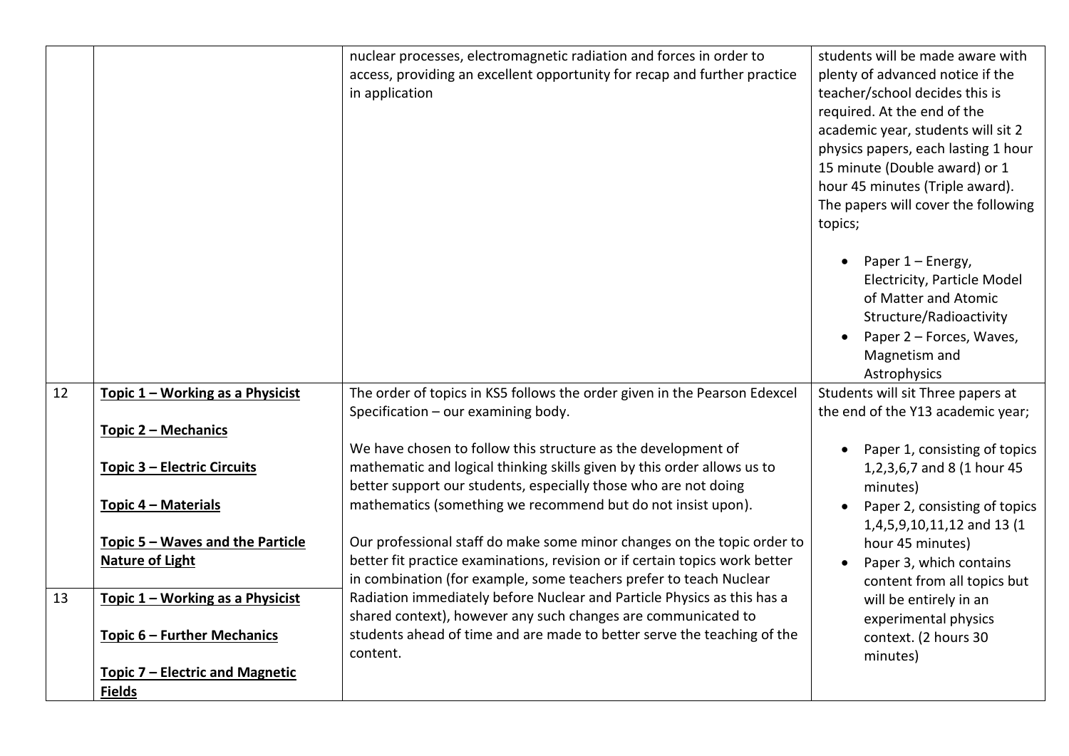| | | | |
|---|---|---|---|
| | | nuclear processes, electromagnetic radiation and forces in order to access, providing an excellent opportunity for recap and further practice in application | students will be made aware with plenty of advanced notice if the teacher/school decides this is required. At the end of the academic year, students will sit 2 physics papers, each lasting 1 hour 15 minute (Double award) or 1 hour 45 minutes (Triple award). The papers will cover the following topics;<br><br>• Paper 1 – Energy, Electricity, Particle Model of Matter and Atomic Structure/Radioactivity<br>• Paper 2 – Forces, Waves, Magnetism and Astrophysics |
| 12 | **Topic 1 – Working as a Physicist**<br><br>**Topic 2 – Mechanics**<br><br>**Topic 3 – Electric Circuits**<br><br>**Topic 4 – Materials**<br><br>**Topic 5 – Waves and the Particle Nature of Light** | The order of topics in KS5 follows the order given in the Pearson Edexcel Specification – our examining body.<br><br>We have chosen to follow this structure as the development of mathematic and logical thinking skills given by this order allows us to better support our students, especially those who are not doing mathematics (something we recommend but do not insist upon).<br><br>Our professional staff do make some minor changes on the topic order to better fit practice examinations, revision or if certain topics work better in combination (for example, some teachers prefer to teach Nuclear Radiation immediately before Nuclear and Particle Physics as this has a shared context), however any such changes are communicated to students ahead of time and are made to better serve the teaching of the content. | Students will sit Three papers at the end of the Y13 academic year;<br><br>• Paper 1, consisting of topics 1,2,3,6,7 and 8 (1 hour 45 minutes)<br>• Paper 2, consisting of topics 1,4,5,9,10,11,12 and 13 (1 hour 45 minutes)<br>• Paper 3, which contains content from all topics but will be entirely in an experimental physics context. (2 hours 30 minutes) |
| 13 | **Topic 1 – Working as a Physicist**<br><br>**Topic 6 – Further Mechanics**<br><br>**Topic 7 – Electric and Magnetic Fields** | | |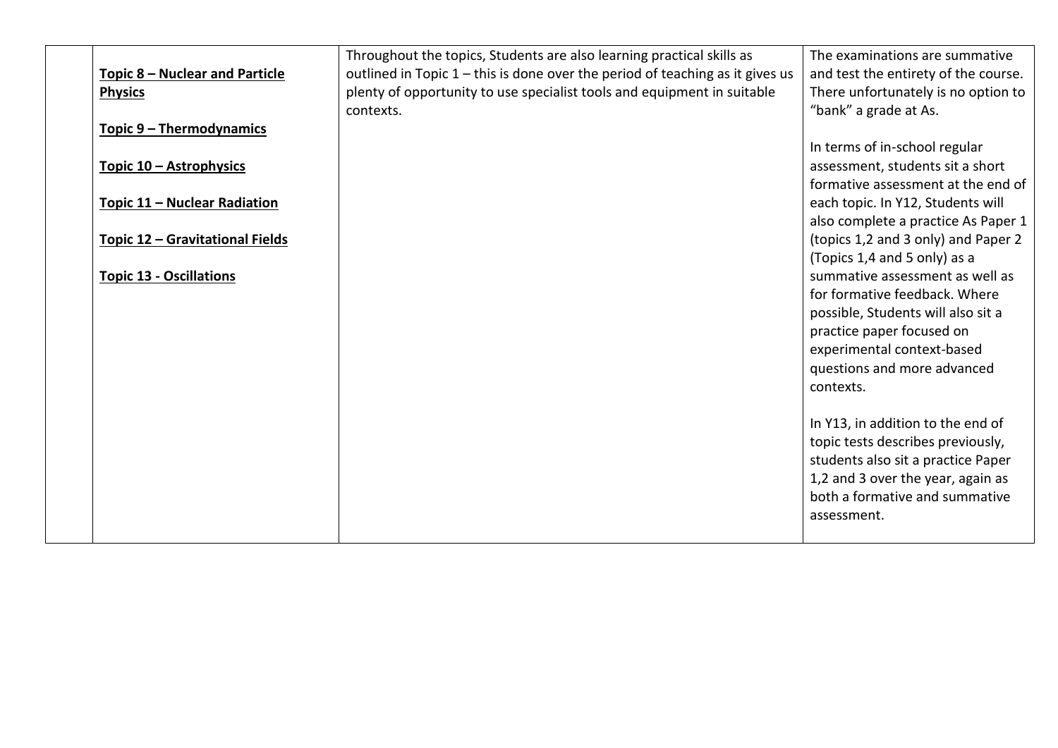| | | | |
|---|---|---|---|
| | **Topic 8 – Nuclear and Particle Physics**<br><br>**Topic 9 – Thermodynamics**<br><br>**Topic 10 – Astrophysics**<br><br>**Topic 11 – Nuclear Radiation**<br><br>**Topic 12 – Gravitational Fields**<br><br>**Topic 13 - Oscillations** | Throughout the topics, Students are also learning practical skills as outlined in Topic 1 – this is done over the period of teaching as it gives us plenty of opportunity to use specialist tools and equipment in suitable contexts. | The examinations are summative and test the entirety of the course. There unfortunately is no option to "bank" a grade at As.<br><br>In terms of in-school regular assessment, students sit a short formative assessment at the end of each topic. In Y12, Students will also complete a practice As Paper 1 (topics 1,2 and 3 only) and Paper 2 (Topics 1,4 and 5 only) as a summative assessment as well as for formative feedback. Where possible, Students will also sit a practice paper focused on experimental context-based questions and more advanced contexts.<br><br>In Y13, in addition to the end of topic tests describes previously, students also sit a practice Paper 1,2 and 3 over the year, again as both a formative and summative assessment. |